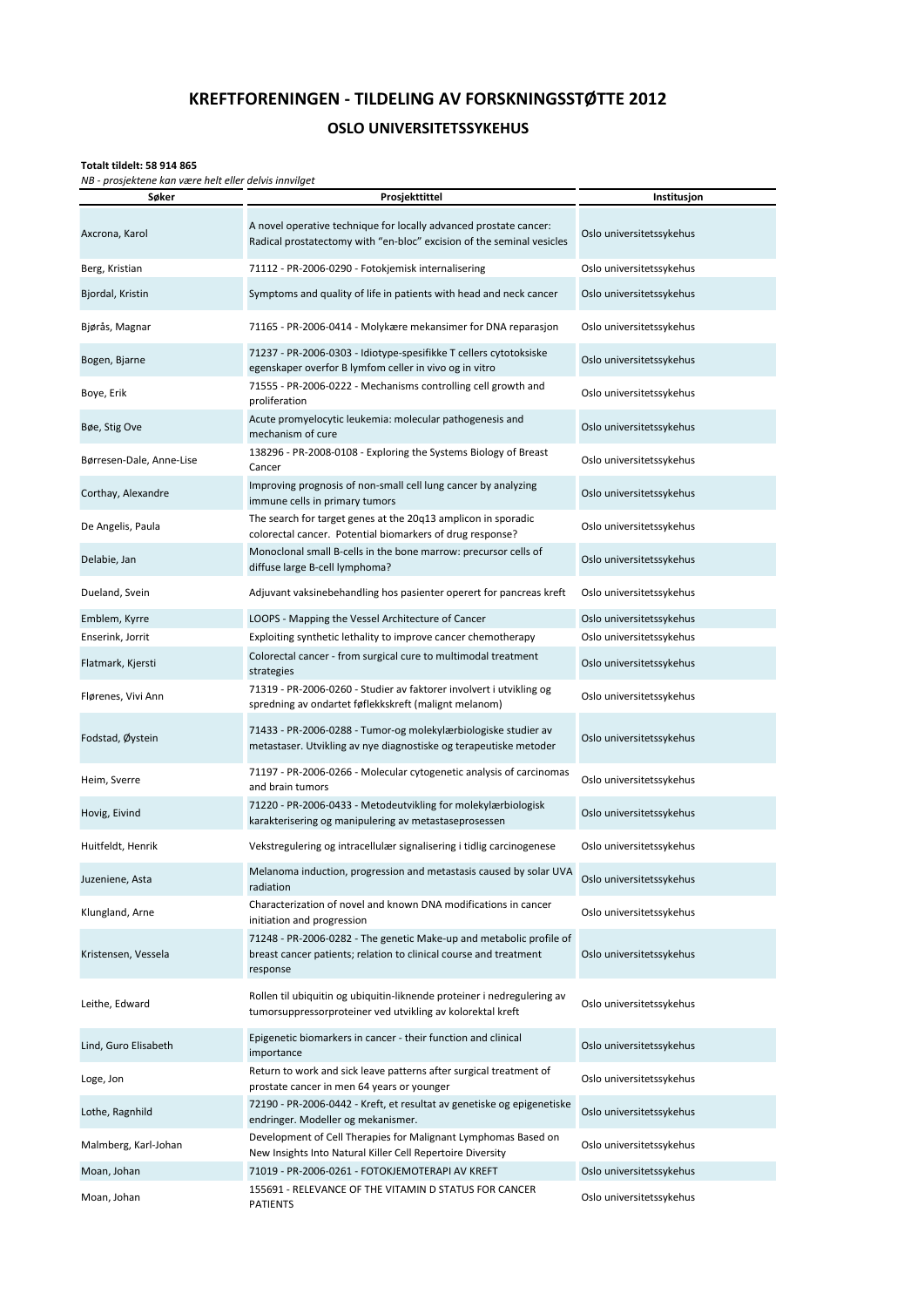# KREFTFORENINGEN - TILDELING AV FORSKNINGSSTØTTE 2012

## OSLO UNIVERSITETSSYKEHUS

**Totalt tildelt: 58 914 865**

*NB - prosjektene kan være helt eller delvis innvilget*

| Søker | Prosjekttittel | Institusjon |
|---|---|---|
| Axcrona, Karol | A novel operative technique for locally advanced prostate cancer: Radical prostatectomy with "en-bloc" excision of the seminal vesicles | Oslo universitetssykehus |
| Berg, Kristian | 71112 - PR-2006-0290 - Fotokjemisk internalisering | Oslo universitetssykehus |
| Bjordal, Kristin | Symptoms and quality of life in patients with head and neck cancer | Oslo universitetssykehus |
| Bjørås, Magnar | 71165 - PR-2006-0414 - Molykære mekansimer for DNA reparasjon | Oslo universitetssykehus |
| Bogen, Bjarne | 71237 - PR-2006-0303 - Idiotype-spesifikke T cellers cytotoksiske egenskaper overfor B lymfom celler in vivo og in vitro | Oslo universitetssykehus |
| Boye, Erik | 71555 - PR-2006-0222 - Mechanisms controlling cell growth and proliferation | Oslo universitetssykehus |
| Bøe, Stig Ove | Acute promyelocytic leukemia: molecular pathogenesis and mechanism of cure | Oslo universitetssykehus |
| Børresen-Dale, Anne-Lise | 138296 - PR-2008-0108 - Exploring the Systems Biology of Breast Cancer | Oslo universitetssykehus |
| Corthay, Alexandre | Improving prognosis of non-small cell lung cancer by analyzing immune cells in primary tumors | Oslo universitetssykehus |
| De Angelis, Paula | The search for target genes at the 20q13 amplicon in sporadic colorectal cancer. Potential biomarkers of drug response? | Oslo universitetssykehus |
| Delabie, Jan | Monoclonal small B-cells in the bone marrow: precursor cells of diffuse large B-cell lymphoma? | Oslo universitetssykehus |
| Dueland, Svein | Adjuvant vaksinebehandling hos pasienter operert for pancreas kreft | Oslo universitetssykehus |
| Emblem, Kyrre | LOOPS - Mapping the Vessel Architecture of Cancer | Oslo universitetssykehus |
| Enserink, Jorrit | Exploiting synthetic lethality to improve cancer chemotherapy | Oslo universitetssykehus |
| Flatmark, Kjersti | Colorectal cancer - from surgical cure to multimodal treatment strategies | Oslo universitetssykehus |
| Flørenes, Vivi Ann | 71319 - PR-2006-0260 - Studier av faktorer involvert i utvikling og spredning av ondartet føflekkskreft (malignt melanom) | Oslo universitetssykehus |
| Fodstad, Øystein | 71433 - PR-2006-0288 - Tumor-og molekylærbiologiske studier av metastaser. Utvikling av nye diagnostiske og terapeutiske metoder | Oslo universitetssykehus |
| Heim, Sverre | 71197 - PR-2006-0266 - Molecular cytogenetic analysis of carcinomas and brain tumors | Oslo universitetssykehus |
| Hovig, Eivind | 71220 - PR-2006-0433 - Metodeutvikling for molekylærbiologisk karakterisering og manipulering av metastaseprosessen | Oslo universitetssykehus |
| Huitfeldt, Henrik | Vekstregulering og intracellulær signalisering i tidlig carcinogenese | Oslo universitetssykehus |
| Juzeniene, Asta | Melanoma induction, progression and metastasis caused by solar UVA radiation | Oslo universitetssykehus |
| Klungland, Arne | Characterization of novel and known DNA modifications in cancer initiation and progression | Oslo universitetssykehus |
| Kristensen, Vessela | 71248 - PR-2006-0282 - The genetic Make-up and metabolic profile of breast cancer patients; relation to clinical course and treatment response | Oslo universitetssykehus |
| Leithe, Edward | Rollen til ubiquitin og ubiquitin-liknende proteiner i nedregulering av tumorsuppressorproteiner ved utvikling av kolorektal kreft | Oslo universitetssykehus |
| Lind, Guro Elisabeth | Epigenetic biomarkers in cancer - their function and clinical importance | Oslo universitetssykehus |
| Loge, Jon | Return to work and sick leave patterns after surgical treatment of prostate cancer in men 64 years or younger | Oslo universitetssykehus |
| Lothe, Ragnhild | 72190 - PR-2006-0442 - Kreft, et resultat av genetiske og epigenetiske endringer. Modeller og mekanismer. | Oslo universitetssykehus |
| Malmberg, Karl-Johan | Development of Cell Therapies for Malignant Lymphomas Based on New Insights Into Natural Killer Cell Repertoire Diversity | Oslo universitetssykehus |
| Moan, Johan | 71019 - PR-2006-0261 - FOTOKJEMOTERAPI AV KREFT | Oslo universitetssykehus |
| Moan, Johan | 155691 - RELEVANCE OF THE VITAMIN D STATUS FOR CANCER PATIENTS | Oslo universitetssykehus |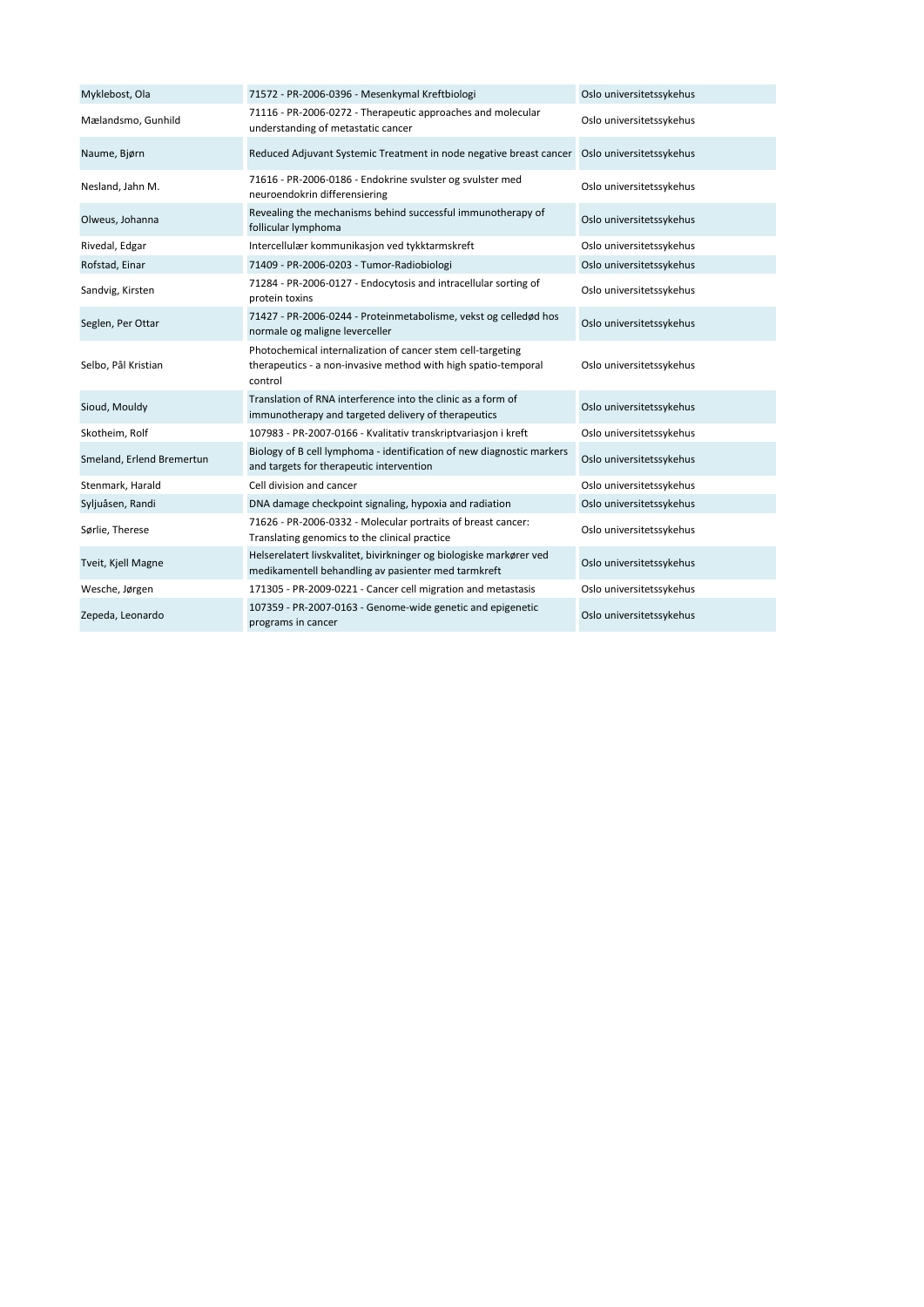| | | |
|---|---|---|
| Myklebost, Ola | 71572 - PR-2006-0396 - Mesenkymal Kreftbiologi | Oslo universitetssykehus |
| Mælandsmo, Gunhild | 71116 - PR-2006-0272 - Therapeutic approaches and molecular understanding of metastatic cancer | Oslo universitetssykehus |
| Naume, Bjørn | Reduced Adjuvant Systemic Treatment in node negative breast cancer | Oslo universitetssykehus |
| Nesland, Jahn M. | 71616 - PR-2006-0186 - Endokrine svulster og svulster med neuroendokrin differensiering | Oslo universitetssykehus |
| Olweus, Johanna | Revealing the mechanisms behind successful immunotherapy of follicular lymphoma | Oslo universitetssykehus |
| Rivedal, Edgar | Intercellulær kommunikasjon ved tykktarmskreft | Oslo universitetssykehus |
| Rofstad, Einar | 71409 - PR-2006-0203 - Tumor-Radiobiologi | Oslo universitetssykehus |
| Sandvig, Kirsten | 71284 - PR-2006-0127 - Endocytosis and intracellular sorting of protein toxins | Oslo universitetssykehus |
| Seglen, Per Ottar | 71427 - PR-2006-0244 - Proteinmetabolisme, vekst og celledød hos normale og maligne leverceller | Oslo universitetssykehus |
| Selbo, Pål Kristian | Photochemical internalization of cancer stem cell-targeting therapeutics - a non-invasive method with high spatio-temporal control | Oslo universitetssykehus |
| Sioud, Mouldy | Translation of RNA interference into the clinic as a form of immunotherapy and targeted delivery of therapeutics | Oslo universitetssykehus |
| Skotheim, Rolf | 107983 - PR-2007-0166 - Kvalitativ transkriptvariasjon i kreft | Oslo universitetssykehus |
| Smeland, Erlend Bremertun | Biology of B cell lymphoma - identification of new diagnostic markers and targets for therapeutic intervention | Oslo universitetssykehus |
| Stenmark, Harald | Cell division and cancer | Oslo universitetssykehus |
| Syljuåsen, Randi | DNA damage checkpoint signaling, hypoxia and radiation | Oslo universitetssykehus |
| Sørlie, Therese | 71626 - PR-2006-0332 - Molecular portraits of breast cancer: Translating genomics to the clinical practice | Oslo universitetssykehus |
| Tveit, Kjell Magne | Helserelatert livskvalitet, bivirkninger og biologiske markører ved medikamentell behandling av pasienter med tarmkreft | Oslo universitetssykehus |
| Wesche, Jørgen | 171305 - PR-2009-0221 - Cancer cell migration and metastasis | Oslo universitetssykehus |
| Zepeda, Leonardo | 107359 - PR-2007-0163 - Genome-wide genetic and epigenetic programs in cancer | Oslo universitetssykehus |